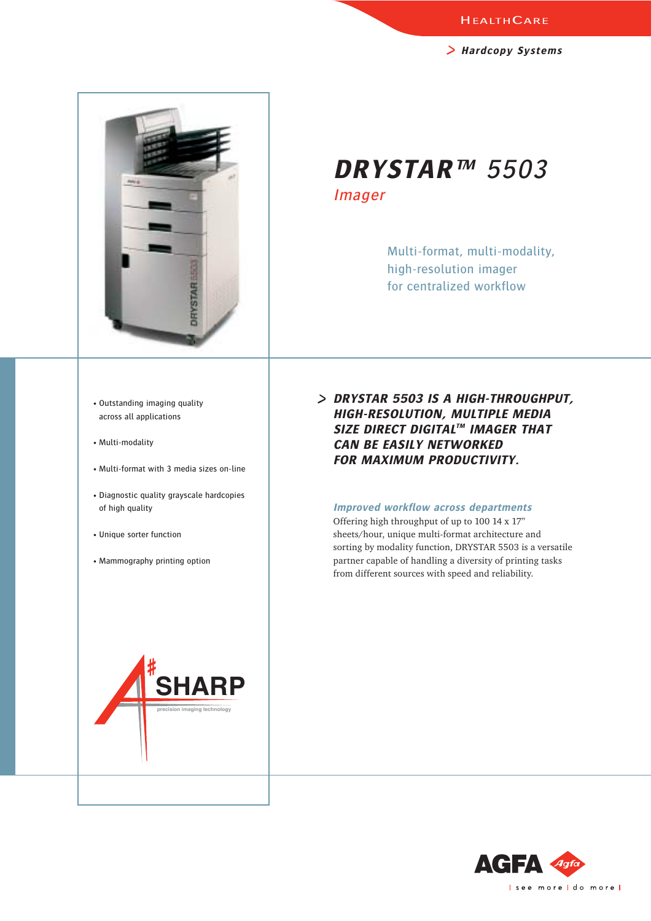HEALTHCARE

> Hardcopy Systems

# DRYSTAR™ 5503

## Imager

Multi-format, multi-modality,
high-resolution imager
for centralized workflow

- Outstanding imaging quality across all applications
- Multi-modality
- Multi-format with 3 media sizes on-line
- Diagnostic quality grayscale hardcopies of high quality
- Unique sorter function
- Mammography printing option

A# SHARP
precision imaging technology

## > DRYSTAR 5503 IS A HIGH-THROUGHPUT, HIGH-RESOLUTION, MULTIPLE MEDIA SIZE DIRECT DIGITAL™ IMAGER THAT CAN BE EASILY NETWORKED FOR MAXIMUM PRODUCTIVITY.

### *Improved workflow across departments*

Offering high throughput of up to 100 14 x 17" sheets/hour, unique multi-format architecture and sorting by modality function, DRYSTAR 5503 is a versatile partner capable of handling a diversity of printing tasks from different sources with speed and reliability.

AGFA Agfa
see more | do more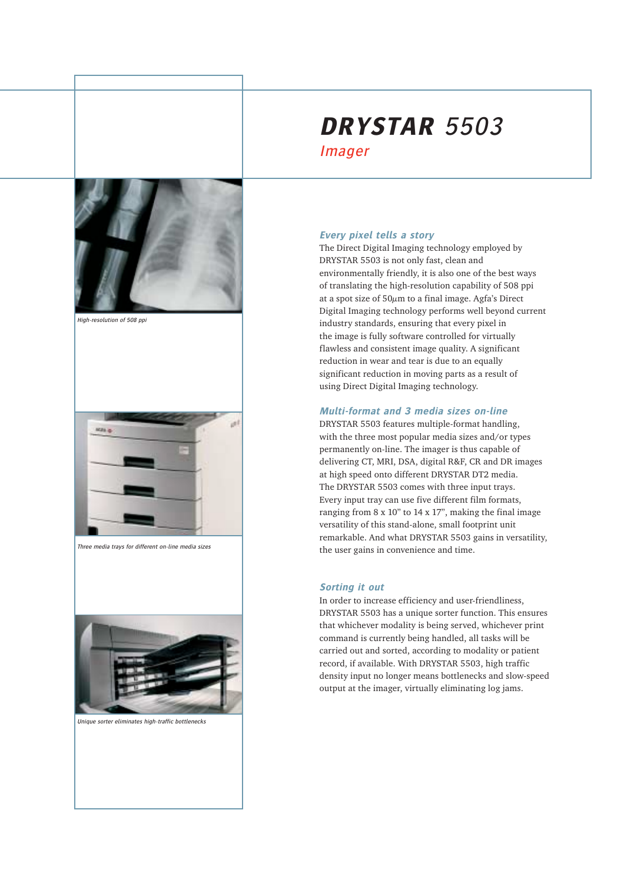# DRYSTAR 5503

## Imager

High-resolution of 508 ppi

Three media trays for different on-line media sizes

Unique sorter eliminates high-traffic bottlenecks

### Every pixel tells a story

The Direct Digital Imaging technology employed by DRYSTAR 5503 is not only fast, clean and environmentally friendly, it is also one of the best ways of translating the high-resolution capability of 508 ppi at a spot size of 50$\mu$m to a final image. Agfa's Direct Digital Imaging technology performs well beyond current industry standards, ensuring that every pixel in the image is fully software controlled for virtually flawless and consistent image quality. A significant reduction in wear and tear is due to an equally significant reduction in moving parts as a result of using Direct Digital Imaging technology.

### Multi-format and 3 media sizes on-line

DRYSTAR 5503 features multiple-format handling, with the three most popular media sizes and/or types permanently on-line. The imager is thus capable of delivering CT, MRI, DSA, digital R&F, CR and DR images at high speed onto different DRYSTAR DT2 media. The DRYSTAR 5503 comes with three input trays. Every input tray can use five different film formats, ranging from 8 x 10" to 14 x 17", making the final image versatility of this stand-alone, small footprint unit remarkable. And what DRYSTAR 5503 gains in versatility, the user gains in convenience and time.

### Sorting it out

In order to increase efficiency and user-friendliness, DRYSTAR 5503 has a unique sorter function. This ensures that whichever modality is being served, whichever print command is currently being handled, all tasks will be carried out and sorted, according to modality or patient record, if available. With DRYSTAR 5503, high traffic density input no longer means bottlenecks and slow-speed output at the imager, virtually eliminating log jams.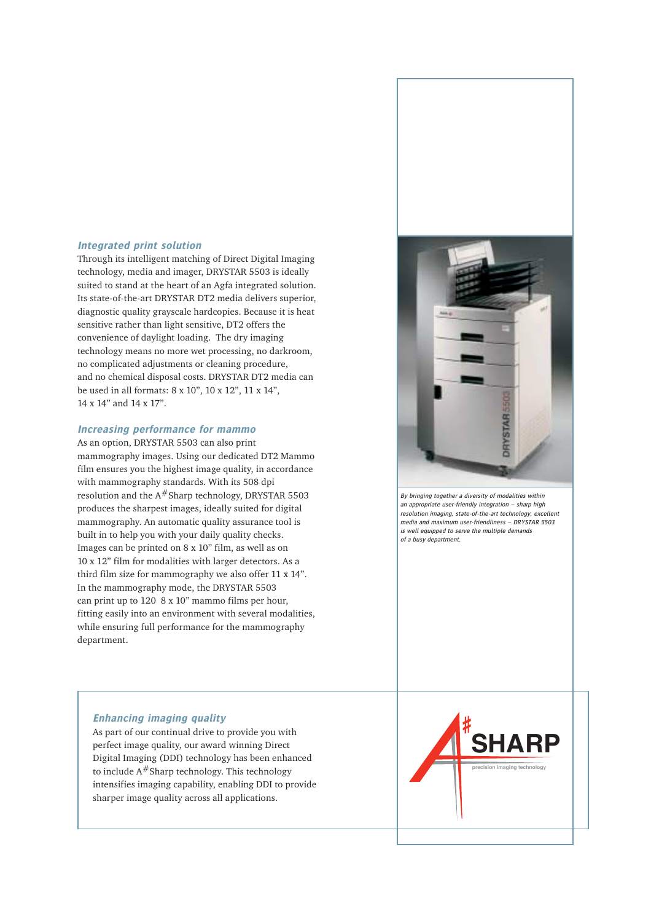### *Integrated print solution*

Through its intelligent matching of Direct Digital Imaging technology, media and imager, DRYSTAR 5503 is ideally suited to stand at the heart of an Agfa integrated solution. Its state-of-the-art DRYSTAR DT2 media delivers superior, diagnostic quality grayscale hardcopies. Because it is heat sensitive rather than light sensitive, DT2 offers the convenience of daylight loading. The dry imaging technology means no more wet processing, no darkroom, no complicated adjustments or cleaning procedure, and no chemical disposal costs. DRYSTAR DT2 media can be used in all formats: 8 x 10", 10 x 12", 11 x 14", 14 x 14" and 14 x 17".

### *Increasing performance for mammo*

As an option, DRYSTAR 5503 can also print mammography images. Using our dedicated DT2 Mammo film ensures you the highest image quality, in accordance with mammography standards. With its 508 dpi resolution and the A#Sharp technology, DRYSTAR 5503 produces the sharpest images, ideally suited for digital mammography. An automatic quality assurance tool is built in to help you with your daily quality checks. Images can be printed on 8 x 10" film, as well as on 10 x 12" film for modalities with larger detectors. As a third film size for mammography we also offer 11 x 14". In the mammography mode, the DRYSTAR 5503 can print up to 120 8 x 10" mammo films per hour, fitting easily into an environment with several modalities, while ensuring full performance for the mammography department.

*By bringing together a diversity of modalities within an appropriate user-friendly integration – sharp high resolution imaging, state-of-the-art technology, excellent media and maximum user-friendliness – DRYSTAR 5503 is well equipped to serve the multiple demands of a busy department.*

### *Enhancing imaging quality*

As part of our continual drive to provide you with perfect image quality, our award winning Direct Digital Imaging (DDI) technology has been enhanced to include A#Sharp technology. This technology intensifies imaging capability, enabling DDI to provide sharper image quality across all applications.

A#SHARP
precision imaging technology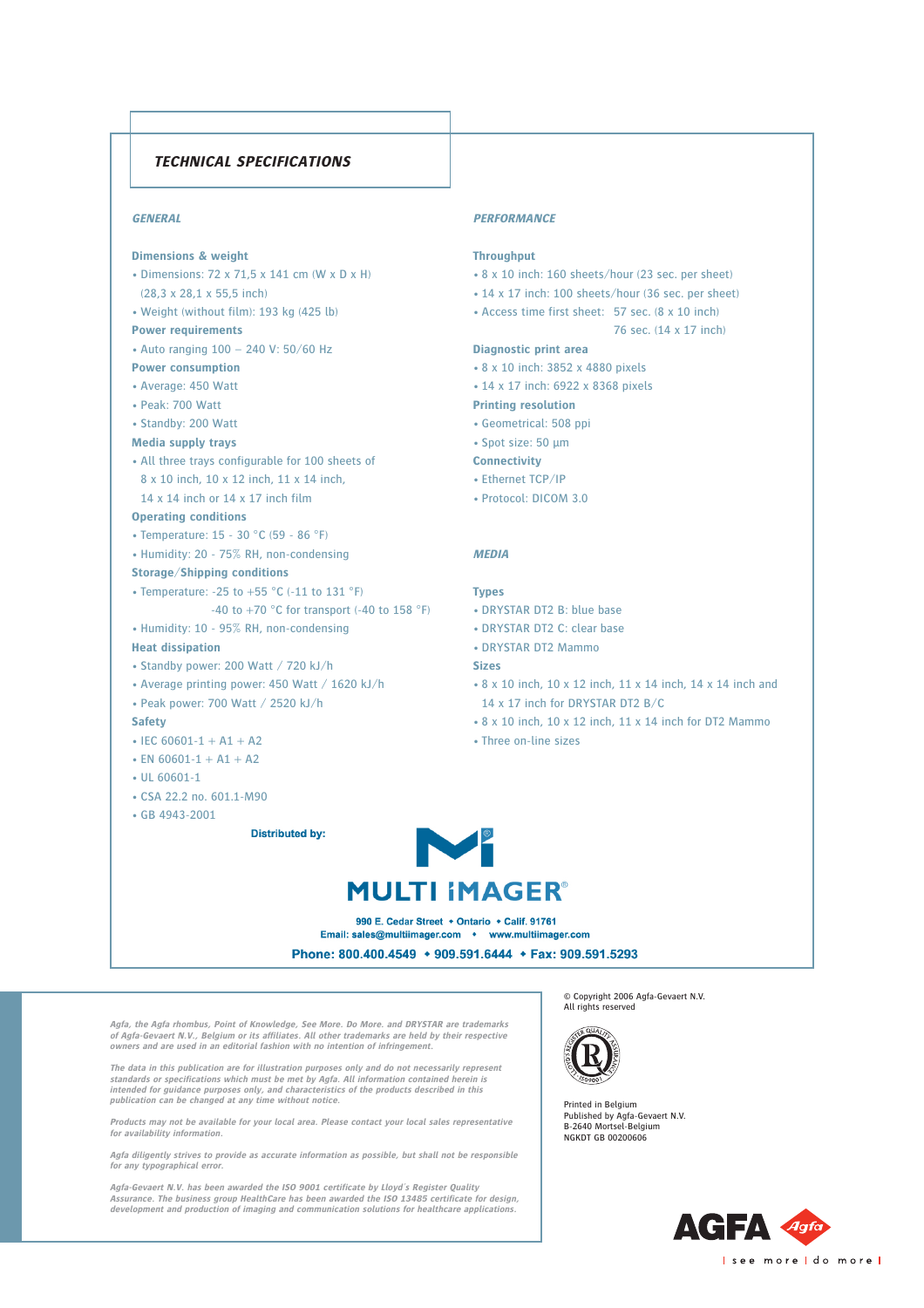# TECHNICAL SPECIFICATIONS

## GENERAL

**Dimensions & weight**

- Dimensions: 72 x 71,5 x 141 cm (W x D x H) (28,3 x 28,1 x 55,5 inch)
- Weight (without film): 193 kg (425 lb)

**Power requirements**

- Auto ranging 100 – 240 V: 50/60 Hz

**Power consumption**

- Average: 450 Watt
- Peak: 700 Watt
- Standby: 200 Watt

**Media supply trays**

- All three trays configurable for 100 sheets of 8 x 10 inch, 10 x 12 inch, 11 x 14 inch, 14 x 14 inch or 14 x 17 inch film

**Operating conditions**

- Temperature: 15 - 30 °C (59 - 86 °F)
- Humidity: 20 - 75% RH, non-condensing

**Storage/Shipping conditions**

- Temperature: -25 to +55 °C (-11 to 131 °F)
  -40 to +70 °C for transport (-40 to 158 °F)
- Humidity: 10 - 95% RH, non-condensing

**Heat dissipation**

- Standby power: 200 Watt / 720 kJ/h
- Average printing power: 450 Watt / 1620 kJ/h
- Peak power: 700 Watt / 2520 kJ/h

**Safety**

- IEC 60601-1 + A1 + A2
- EN 60601-1 + A1 + A2
- UL 60601-1
- CSA 22.2 no. 601.1-M90
- GB 4943-2001

## PERFORMANCE

**Throughput**

- 8 x 10 inch: 160 sheets/hour (23 sec. per sheet)
- 14 x 17 inch: 100 sheets/hour (36 sec. per sheet)
- Access time first sheet: 57 sec. (8 x 10 inch)
  76 sec. (14 x 17 inch)

**Diagnostic print area**

- 8 x 10 inch: 3852 x 4880 pixels
- 14 x 17 inch: 6922 x 8368 pixels

**Printing resolution**

- Geometrical: 508 ppi
- Spot size: 50 µm

**Connectivity**

- Ethernet TCP/IP
- Protocol: DICOM 3.0

## MEDIA

**Types**

- DRYSTAR DT2 B: blue base
- DRYSTAR DT2 C: clear base
- DRYSTAR DT2 Mammo

**Sizes**

- 8 x 10 inch, 10 x 12 inch, 11 x 14 inch, 14 x 14 inch and 14 x 17 inch for DRYSTAR DT2 B/C
- 8 x 10 inch, 10 x 12 inch, 11 x 14 inch for DT2 Mammo
- Three on-line sizes

**Distributed by:**

MULTI IMAGER®

990 E. Cedar Street • Ontario • Calif. 91761
Email: sales@multiimager.com • www.multiimager.com
**Phone: 800.400.4549 • 909.591.6444 • Fax: 909.591.5293**

*Agfa, the Agfa rhombus, Point of Knowledge, See More. Do More. and DRYSTAR are trademarks of Agfa-Gevaert N.V., Belgium or its affiliates. All other trademarks are held by their respective owners and are used in an editorial fashion with no intention of infringement.*

*The data in this publication are for illustration purposes only and do not necessarily represent standards or specifications which must be met by Agfa. All information contained herein is intended for guidance purposes only, and characteristics of the products described in this publication can be changed at any time without notice.*

*Products may not be available for your local area. Please contact your local sales representative for availability information.*

*Agfa diligently strives to provide as accurate information as possible, but shall not be responsible for any typographical error.*

*Agfa-Gevaert N.V. has been awarded the ISO 9001 certificate by Lloyd's Register Quality Assurance. The business group HealthCare has been awarded the ISO 13485 certificate for design, development and production of imaging and communication solutions for healthcare applications.*

© Copyright 2006 Agfa-Gevaert N.V.
All rights reserved

Printed in Belgium
Published by Agfa-Gevaert N.V.
B-2640 Mortsel-Belgium
NGKDT GB 00200606

AGFA
see more | do more